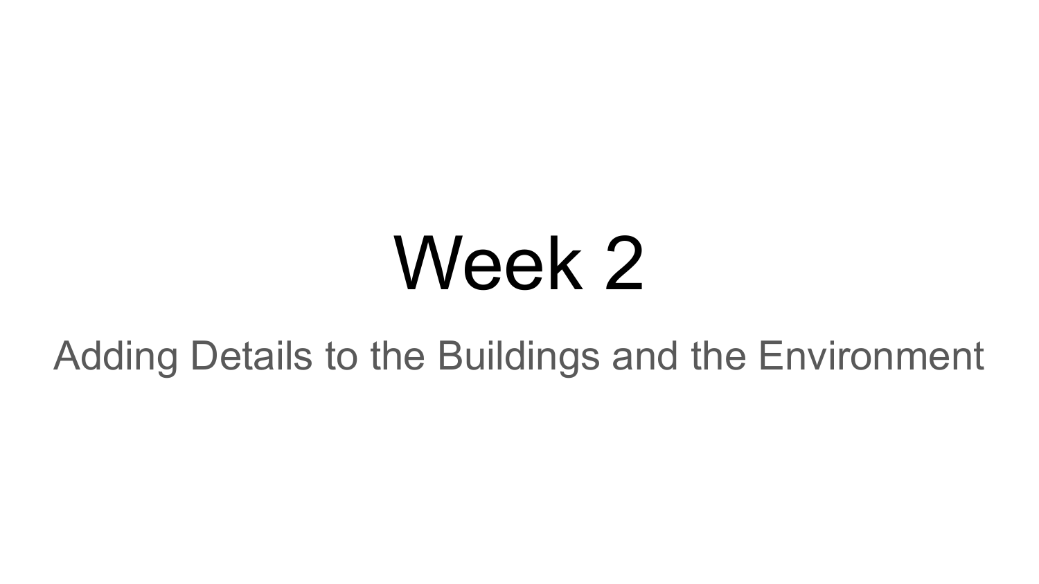# Week 2

Adding Details to the Buildings and the Environment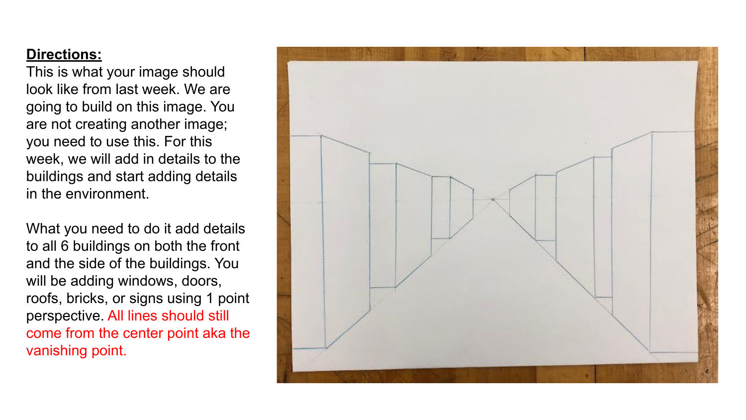**Directions:**

This is what your image should look like from last week. We are going to build on this image. You are not creating another image; you need to use this. For this week, we will add in details to the buildings and start adding details in the environment.

What you need to do it add details to all 6 buildings on both the front and the side of the buildings. You will be adding windows, doors, roofs, bricks, or signs using 1 point perspective. All lines should still come from the center point aka the vanishing point.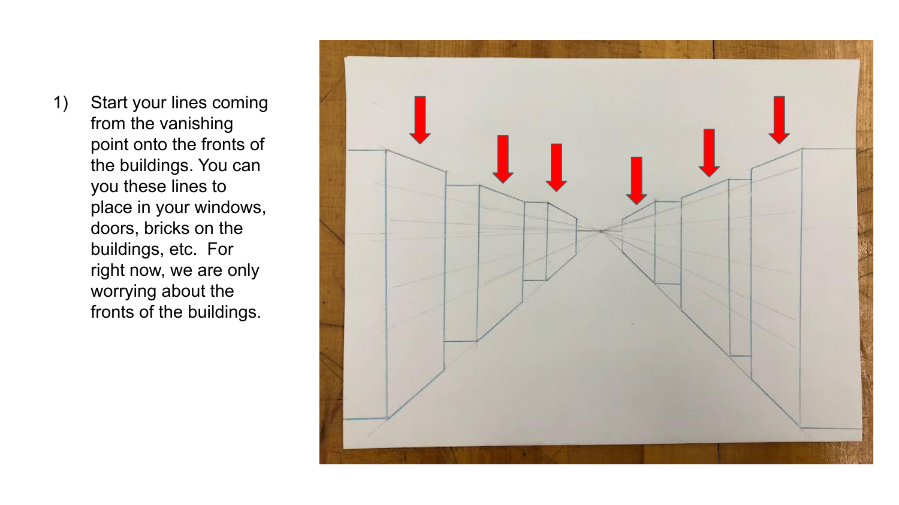1) Start your lines coming from the vanishing point onto the fronts of the buildings. You can you these lines to place in your windows, doors, bricks on the buildings, etc. For right now, we are only worrying about the fronts of the buildings.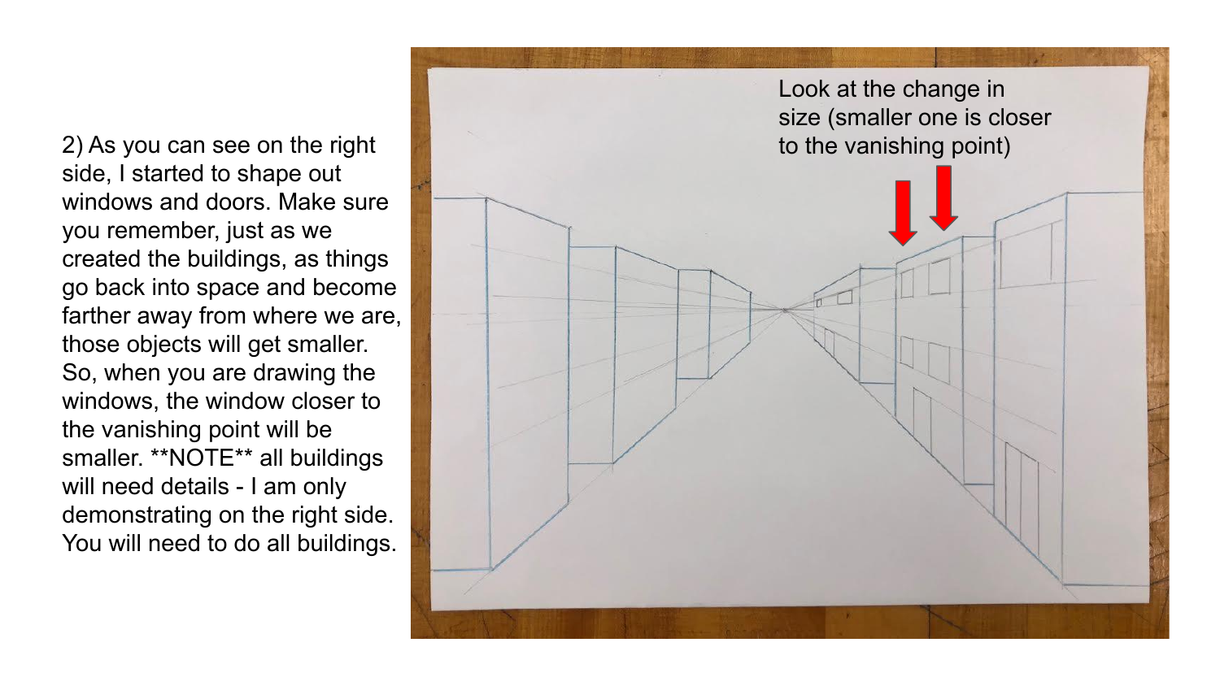2) As you can see on the right side, I started to shape out windows and doors. Make sure you remember, just as we created the buildings, as things go back into space and become farther away from where we are, those objects will get smaller. So, when you are drawing the windows, the window closer to the vanishing point will be smaller. **NOTE** all buildings will need details - I am only demonstrating on the right side. You will need to do all buildings.

Look at the change in size (smaller one is closer to the vanishing point)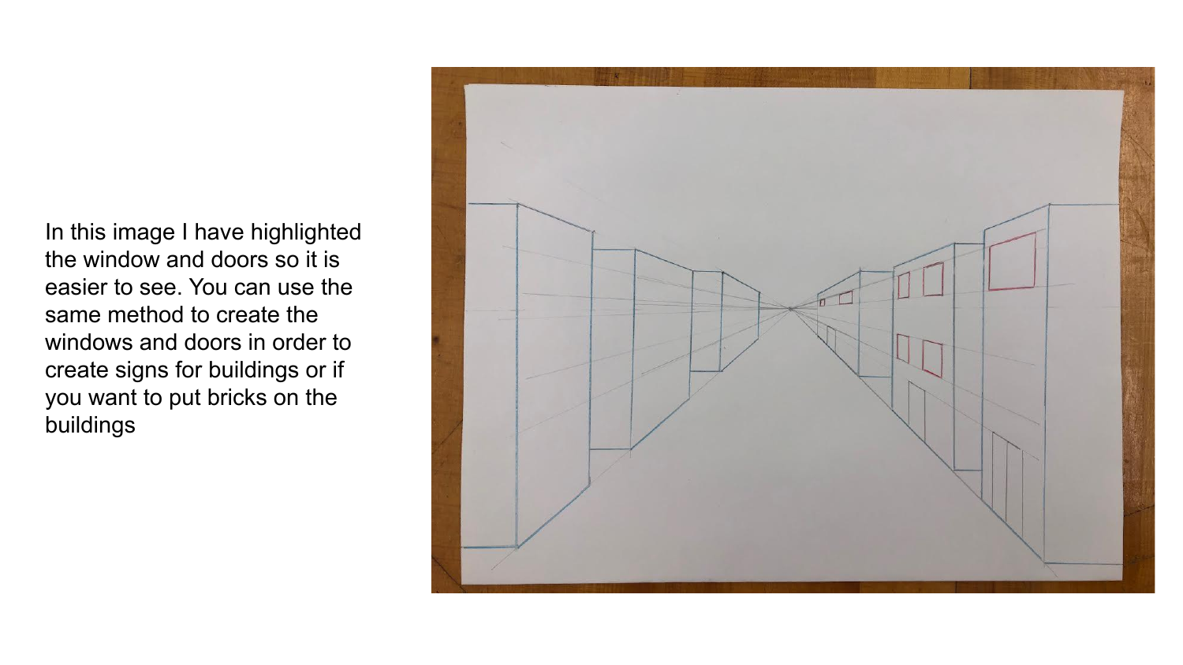In this image I have highlighted the window and doors so it is easier to see. You can use the same method to create the windows and doors in order to create signs for buildings or if you want to put bricks on the buildings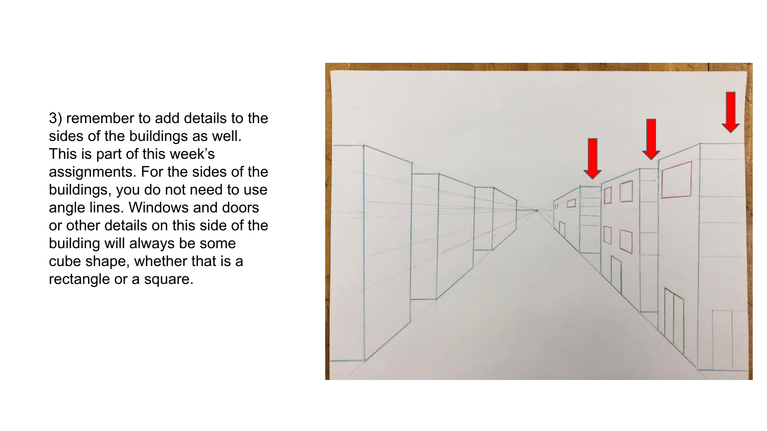3) remember to add details to the sides of the buildings as well. This is part of this week's assignments. For the sides of the buildings, you do not need to use angle lines. Windows and doors or other details on this side of the building will always be some cube shape, whether that is a rectangle or a square.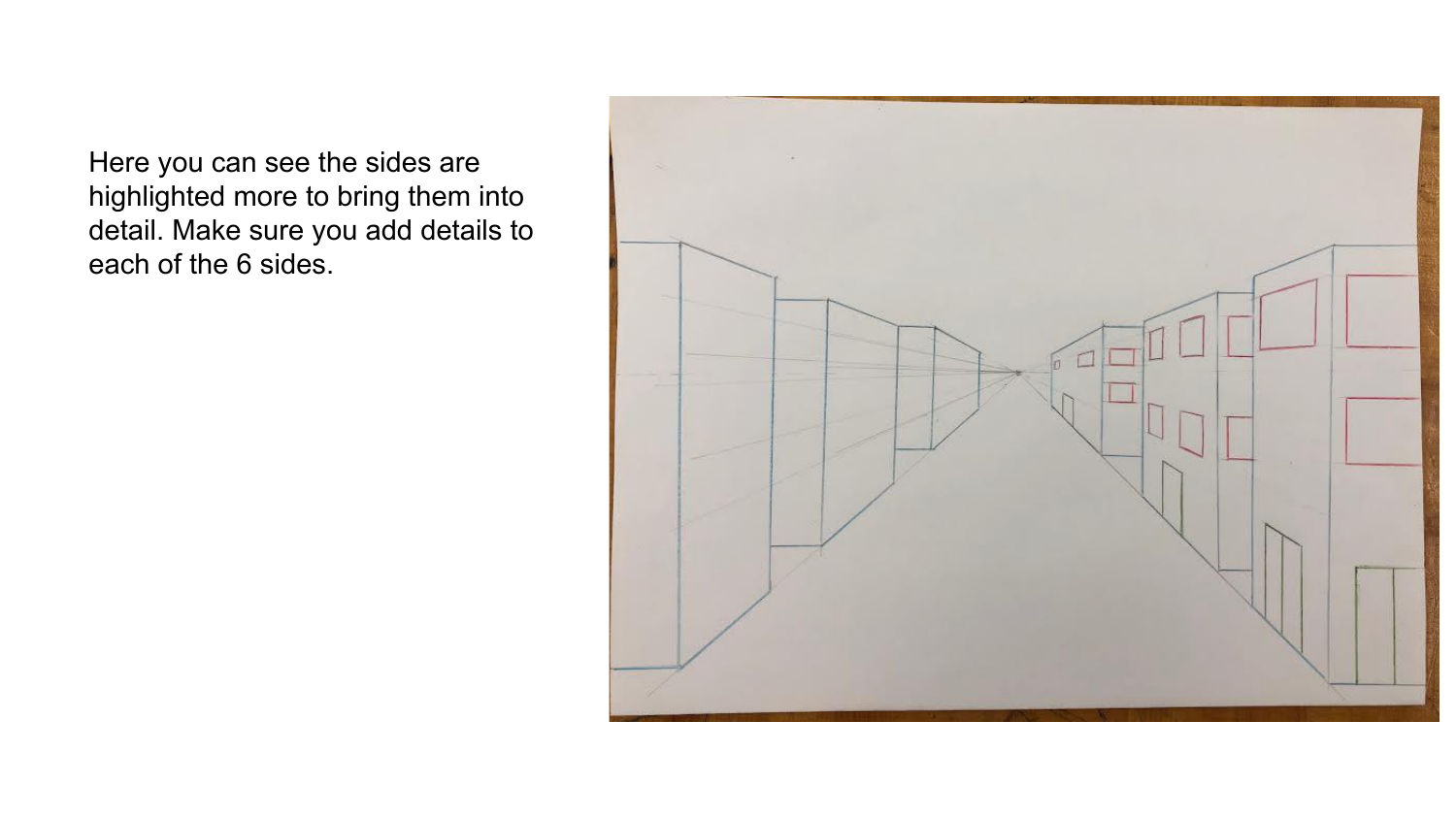Here you can see the sides are highlighted more to bring them into detail. Make sure you add details to each of the 6 sides.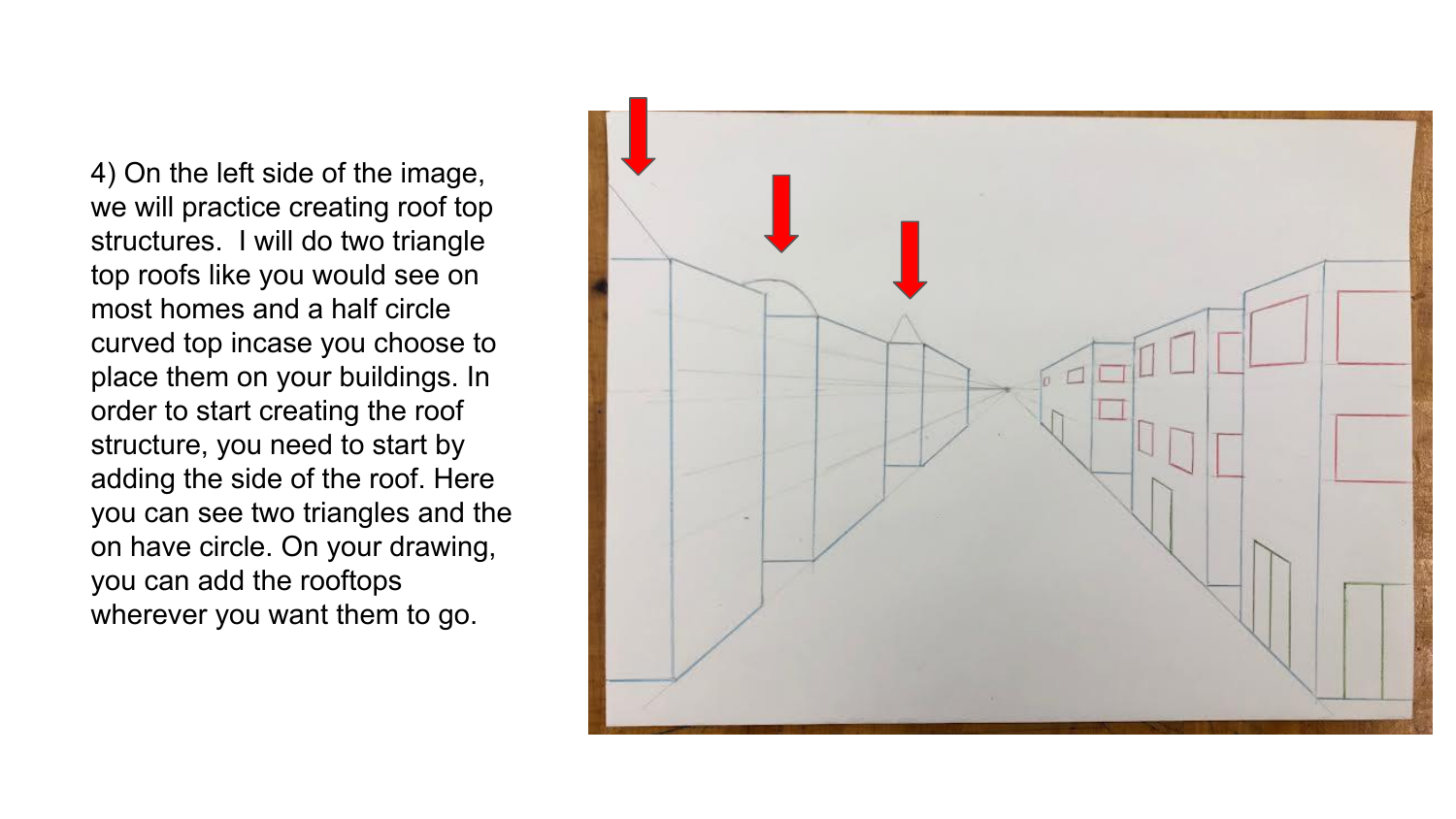4) On the left side of the image, we will practice creating roof top structures.  I will do two triangle top roofs like you would see on most homes and a half circle curved top incase you choose to place them on your buildings. In order to start creating the roof structure, you need to start by adding the side of the roof. Here you can see two triangles and the on have circle. On your drawing, you can add the rooftops wherever you want them to go.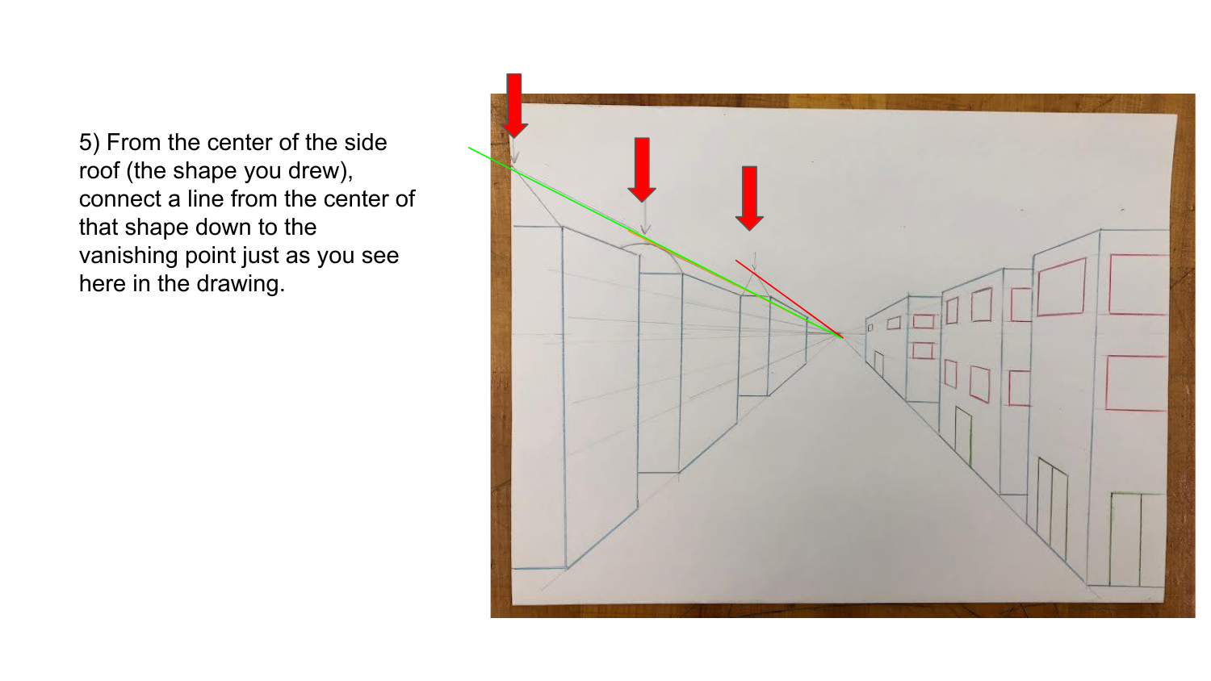5) From the center of the side roof (the shape you drew), connect a line from the center of that shape down to the vanishing point just as you see here in the drawing.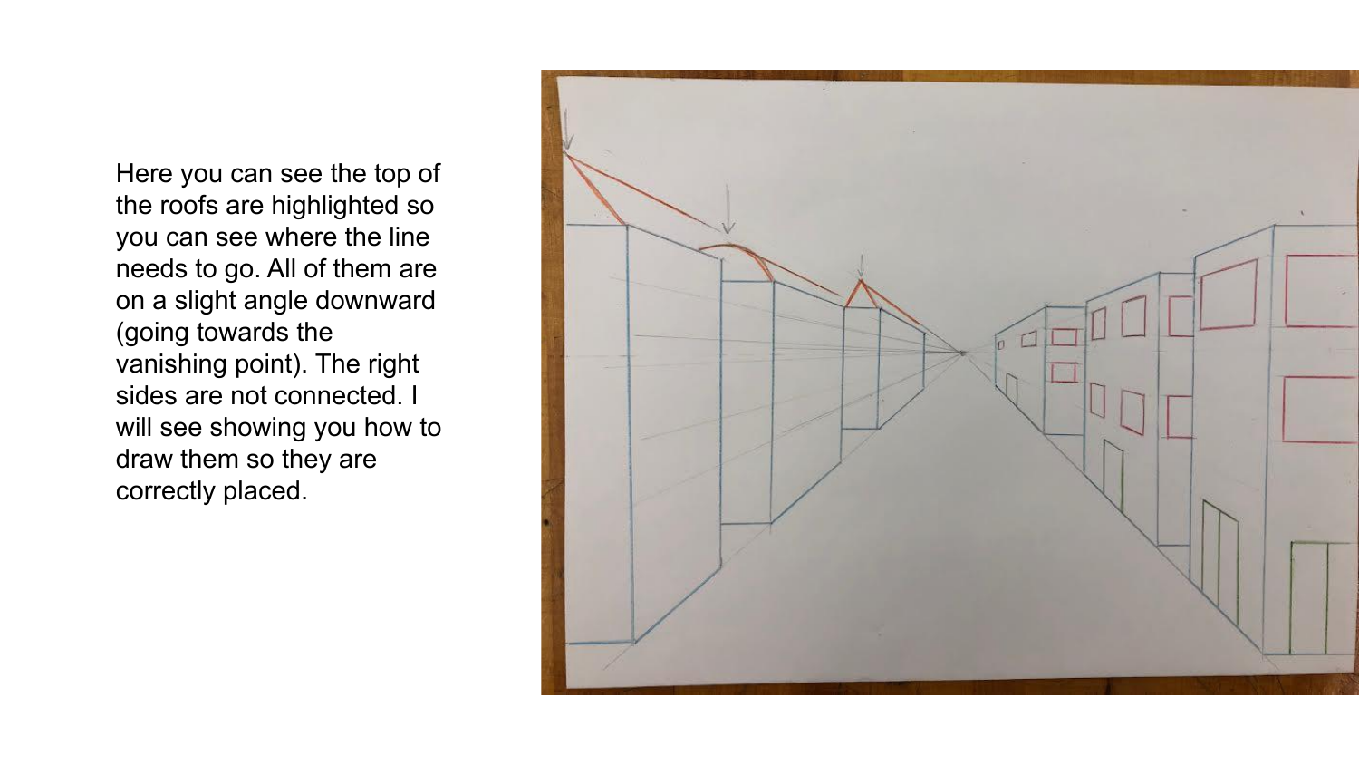Here you can see the top of the roofs are highlighted so you can see where the line needs to go. All of them are on a slight angle downward (going towards the vanishing point). The right sides are not connected. I will see showing you how to draw them so they are correctly placed.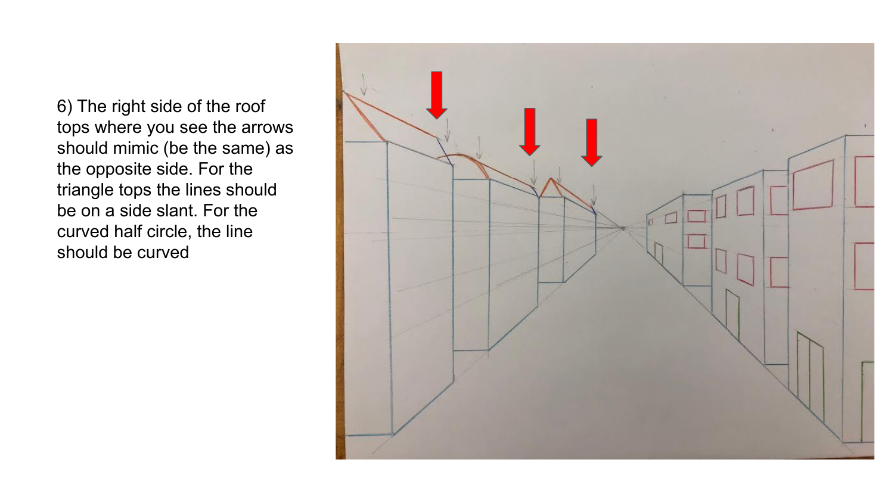6) The right side of the roof tops where you see the arrows should mimic (be the same) as the opposite side. For the triangle tops the lines should be on a side slant. For the curved half circle, the line should be curved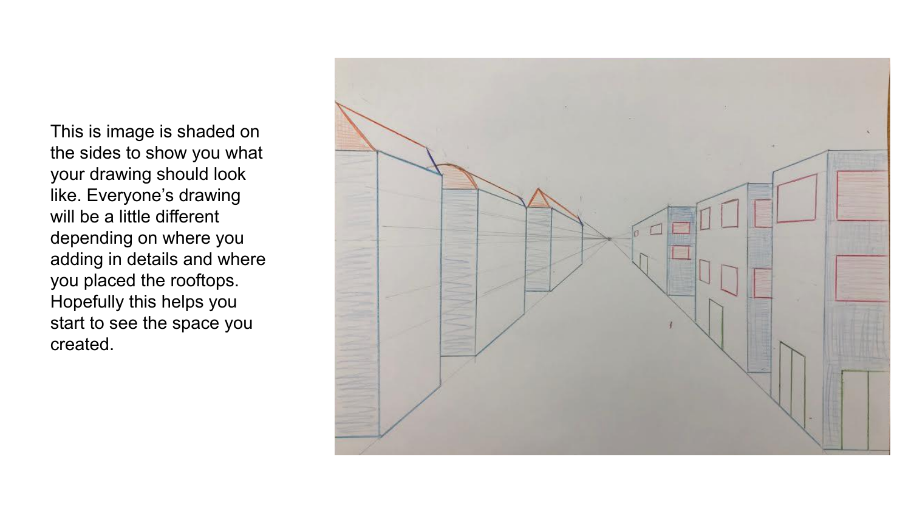This is image is shaded on the sides to show you what your drawing should look like. Everyone's drawing will be a little different depending on where you adding in details and where you placed the rooftops. Hopefully this helps you start to see the space you created.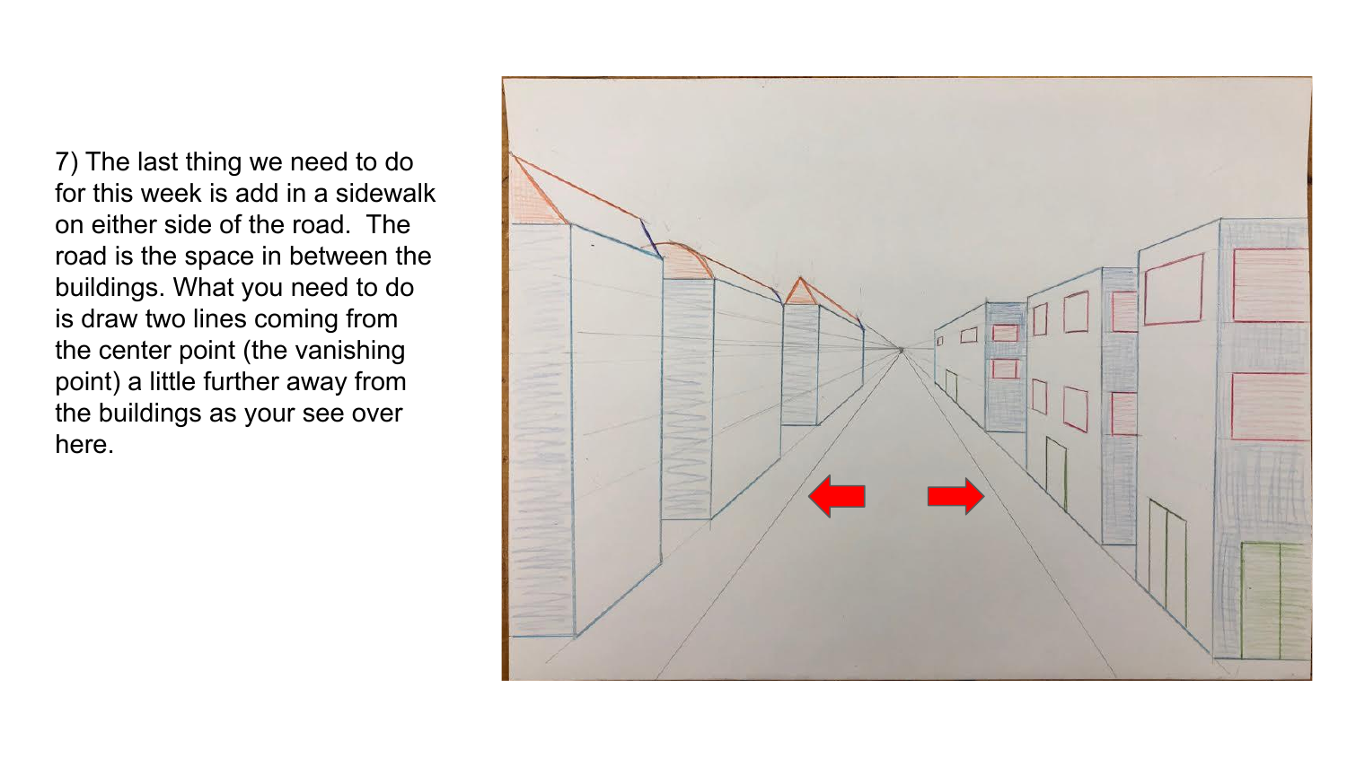7) The last thing we need to do for this week is add in a sidewalk on either side of the road. The road is the space in between the buildings. What you need to do is draw two lines coming from the center point (the vanishing point) a little further away from the buildings as your see over here.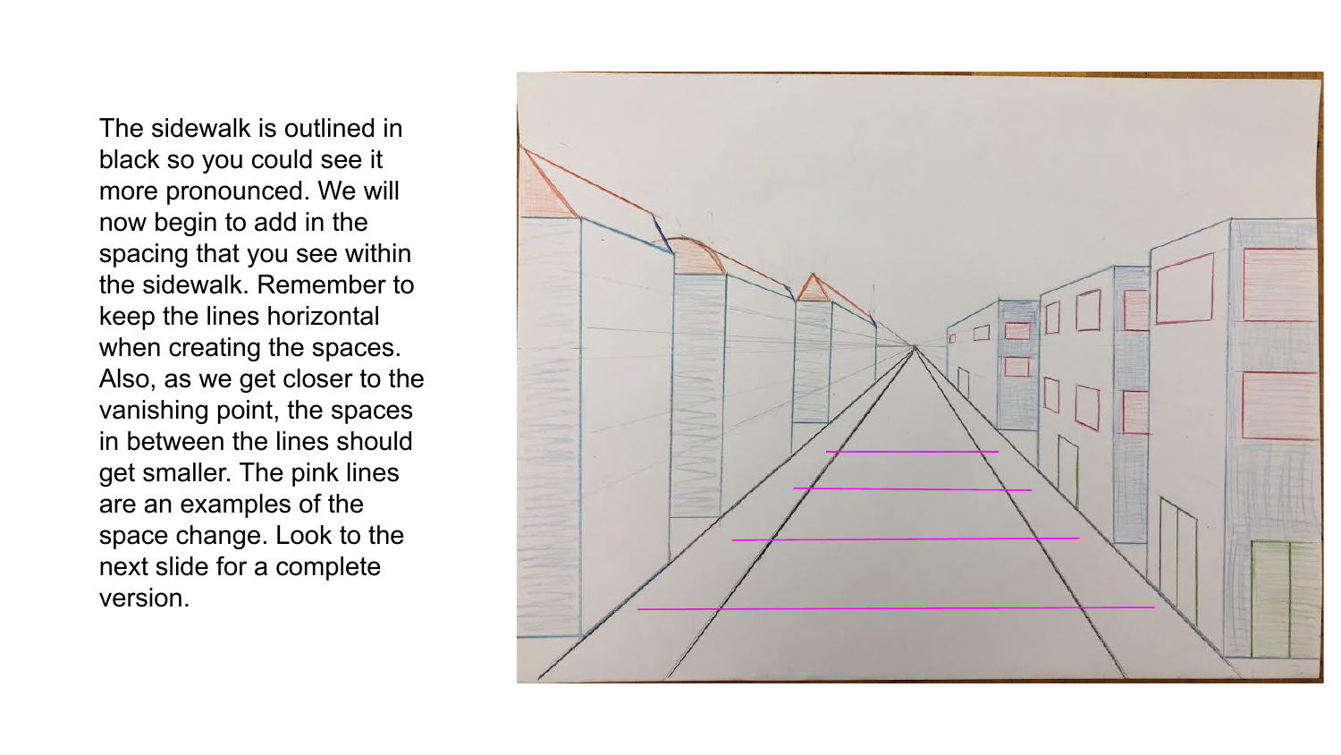The sidewalk is outlined in black so you could see it more pronounced. We will now begin to add in the spacing that you see within the sidewalk. Remember to keep the lines horizontal when creating the spaces. Also, as we get closer to the vanishing point, the spaces in between the lines should get smaller. The pink lines are an examples of the space change. Look to the next slide for a complete version.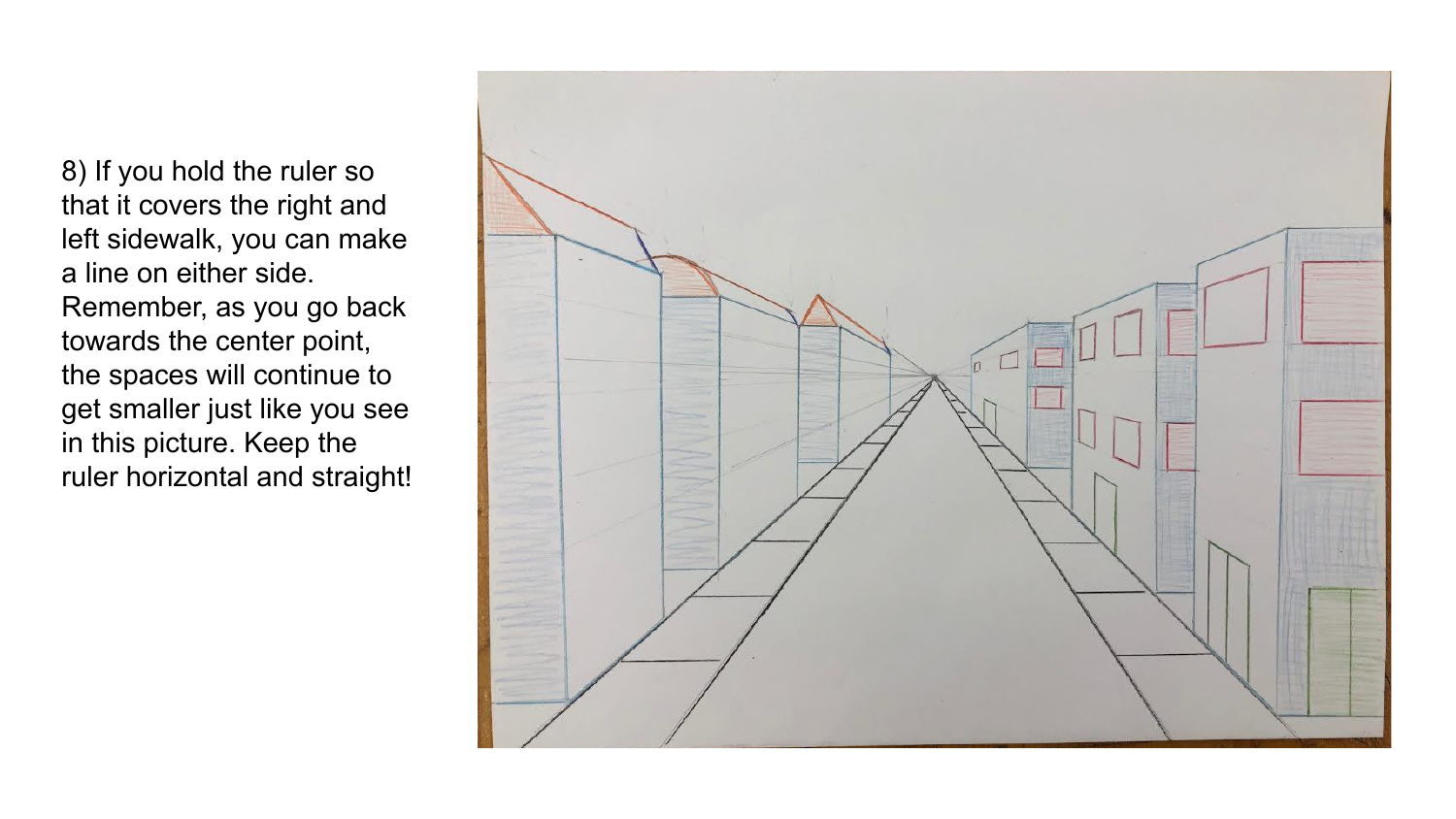8) If you hold the ruler so that it covers the right and left sidewalk, you can make a line on either side. Remember, as you go back towards the center point, the spaces will continue to get smaller just like you see in this picture. Keep the ruler horizontal and straight!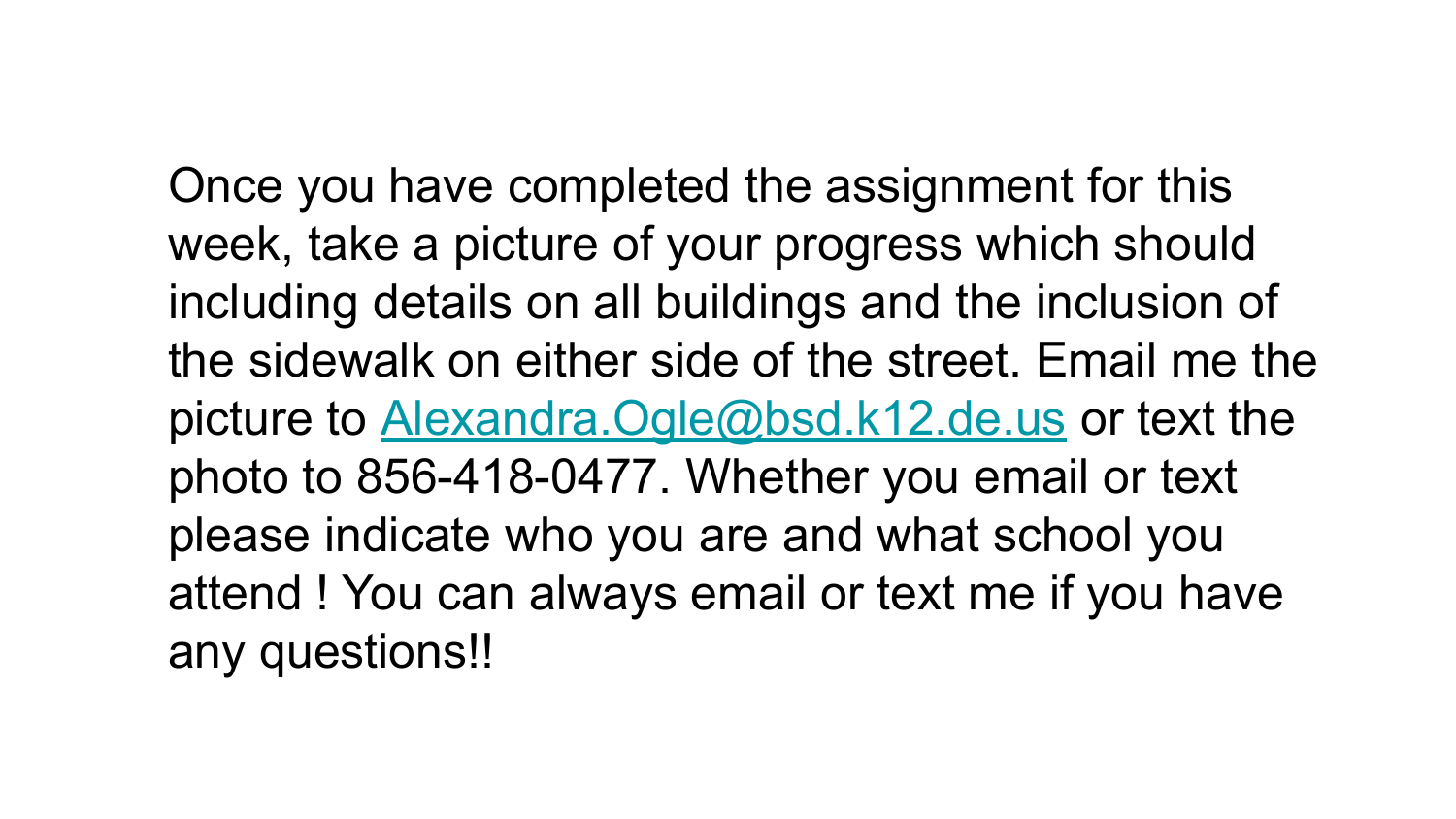Once you have completed the assignment for this week, take a picture of your progress which should including details on all buildings and the inclusion of the sidewalk on either side of the street. Email me the picture to [Alexandra.Ogle@bsd.k12.de.us](mailto:Alexandra.Ogle@bsd.k12.de.us) or text the photo to 856-418-0477. Whether you email or text please indicate who you are and what school you attend ! You can always email or text me if you have any questions!!